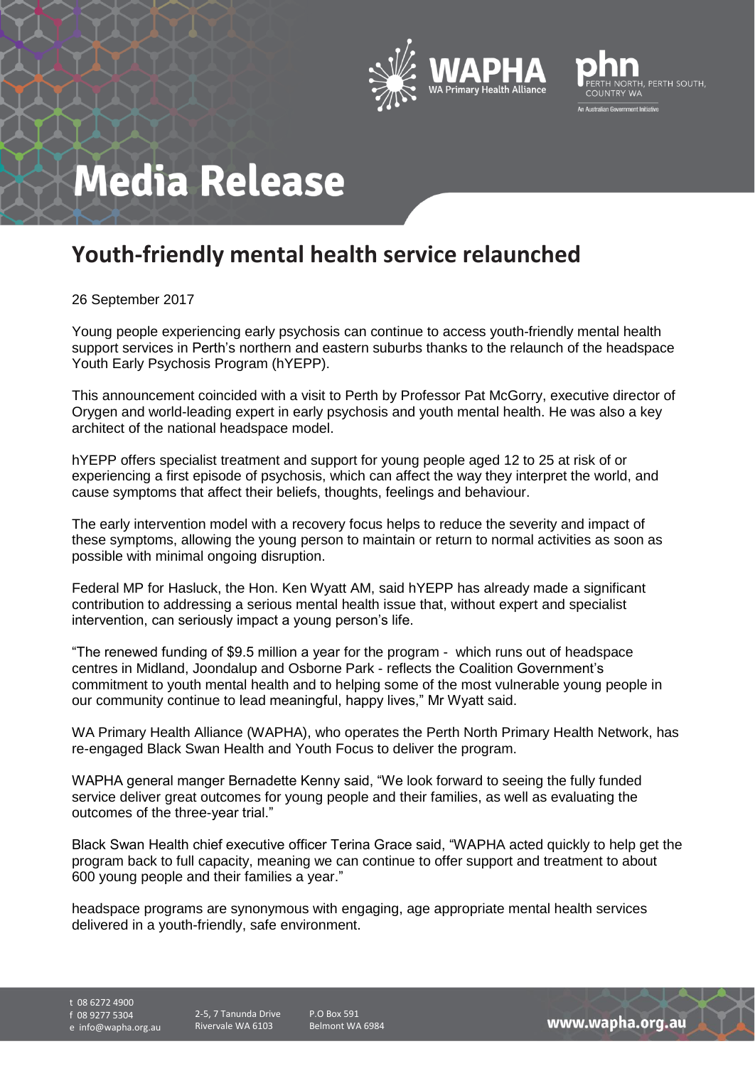# Media Release

## Youth-friendly mental health service relaunched

26 September 2017

Young people experiencing early psychosis can continue to access youth-friendly mental health support services in Perth's northern and eastern suburbs thanks to the relaunch of the headspace Youth Early Psychosis Program (hYEPP).

This announcement coincided with a visit to Perth by Professor Pat McGorry, executive director of Orygen and world-leading expert in early psychosis and youth mental health. He was also a key architect of the national headspace model.

hYEPP offers specialist treatment and support for young people aged 12 to 25 at risk of or experiencing a first episode of psychosis, which can affect the way they interpret the world, and cause symptoms that affect their beliefs, thoughts, feelings and behaviour.

The early intervention model with a recovery focus helps to reduce the severity and impact of these symptoms, allowing the young person to maintain or return to normal activities as soon as possible with minimal ongoing disruption.

Federal MP for Hasluck, the Hon. Ken Wyatt AM, said hYEPP has already made a significant contribution to addressing a serious mental health issue that, without expert and specialist intervention, can seriously impact a young person's life.

"The renewed funding of $9.5 million a year for the program - which runs out of headspace centres in Midland, Joondalup and Osborne Park - reflects the Coalition Government's commitment to youth mental health and to helping some of the most vulnerable young people in our community continue to lead meaningful, happy lives," Mr Wyatt said.

WA Primary Health Alliance (WAPHA), who operates the Perth North Primary Health Network, has re-engaged Black Swan Health and Youth Focus to deliver the program.

WAPHA general manger Bernadette Kenny said, "We look forward to seeing the fully funded service deliver great outcomes for young people and their families, as well as evaluating the outcomes of the three-year trial."

Black Swan Health chief executive officer Terina Grace said, "WAPHA acted quickly to help get the program back to full capacity, meaning we can continue to offer support and treatment to about 600 young people and their families a year."

headspace programs are synonymous with engaging, age appropriate mental health services delivered in a youth-friendly, safe environment.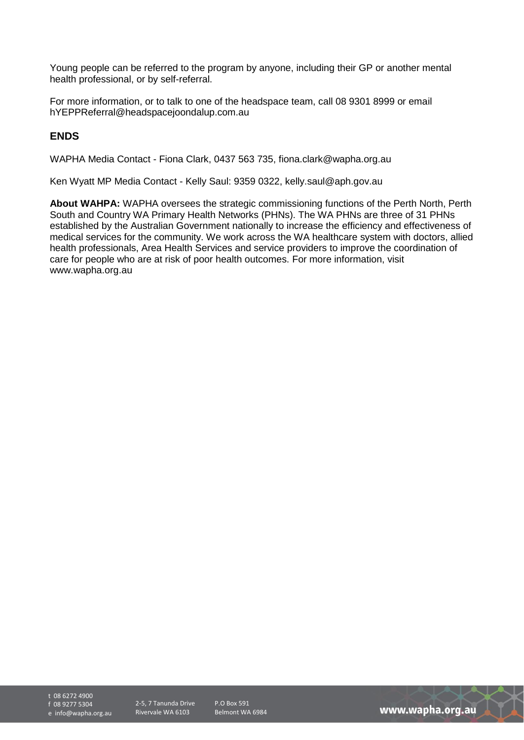Young people can be referred to the program by anyone, including their GP or another mental health professional, or by self-referral.

For more information, or to talk to one of the headspace team, call 08 9301 8999 or email hYEPPReferral@headspacejoondalup.com.au

## ENDS

WAPHA Media Contact - Fiona Clark, 0437 563 735, fiona.clark@wapha.org.au

Ken Wyatt MP Media Contact - Kelly Saul: 9359 0322, kelly.saul@aph.gov.au

**About WAHPA:** WAPHA oversees the strategic commissioning functions of the Perth North, Perth South and Country WA Primary Health Networks (PHNs). The WA PHNs are three of 31 PHNs established by the Australian Government nationally to increase the efficiency and effectiveness of medical services for the community. We work across the WA healthcare system with doctors, allied health professionals, Area Health Services and service providers to improve the coordination of care for people who are at risk of poor health outcomes. For more information, visit www.wapha.org.au